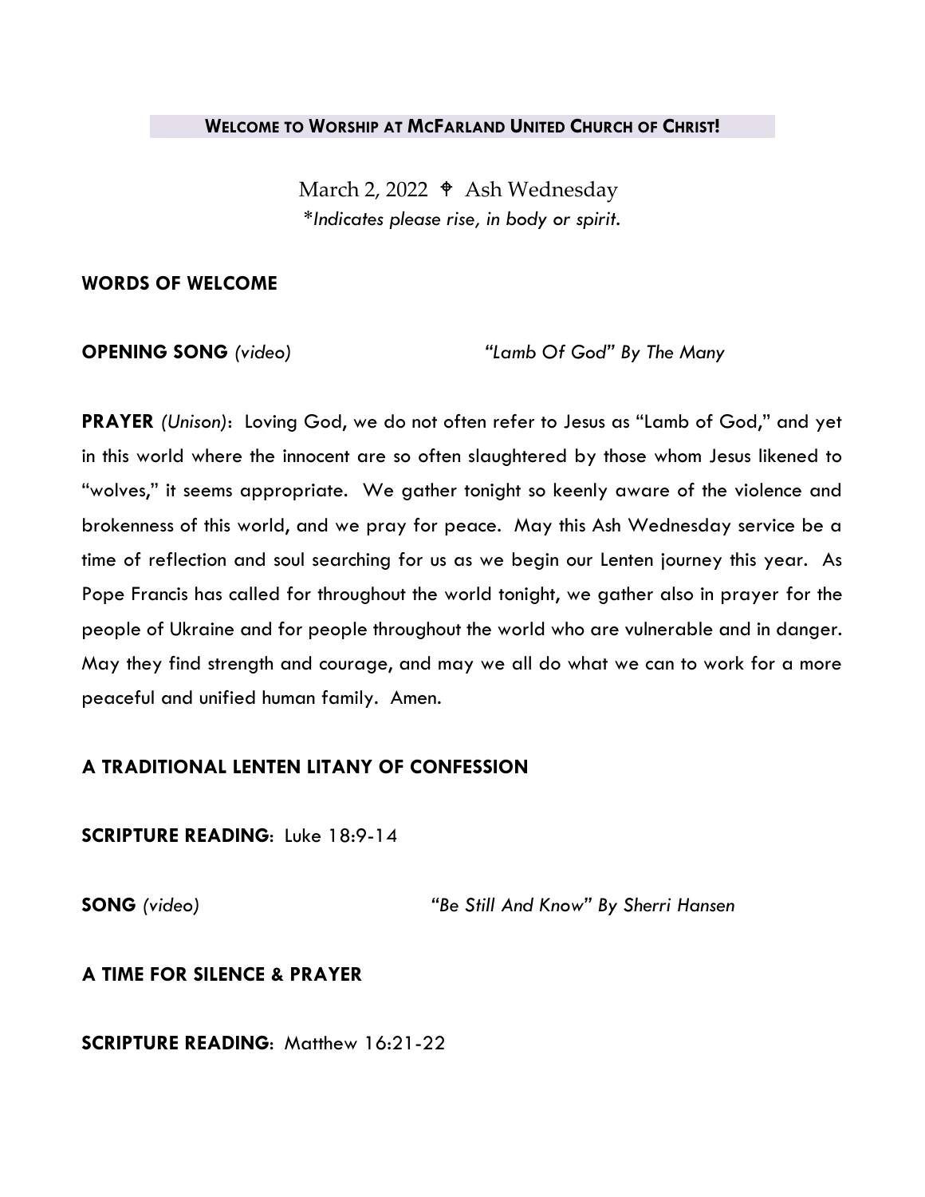## WELCOME TO WORSHIP AT MCFARLAND UNITED CHURCH OF CHRIST!

March 2, 2022 ⸸ Ash Wednesday

*\*Indicates please rise, in body or spirit.*

**WORDS OF WELCOME**

**OPENING SONG** *(video)* *"Lamb Of God" By The Many*

**PRAYER** *(Unison)*: Loving God, we do not often refer to Jesus as "Lamb of God," and yet in this world where the innocent are so often slaughtered by those whom Jesus likened to "wolves," it seems appropriate. We gather tonight so keenly aware of the violence and brokenness of this world, and we pray for peace. May this Ash Wednesday service be a time of reflection and soul searching for us as we begin our Lenten journey this year. As Pope Francis has called for throughout the world tonight, we gather also in prayer for the people of Ukraine and for people throughout the world who are vulnerable and in danger. May they find strength and courage, and may we all do what we can to work for a more peaceful and unified human family. Amen.

**A TRADITIONAL LENTEN LITANY OF CONFESSION**

**SCRIPTURE READING**: Luke 18:9-14

**SONG** *(video)* *"Be Still And Know" By Sherri Hansen*

**A TIME FOR SILENCE & PRAYER**

**SCRIPTURE READING**: Matthew 16:21-22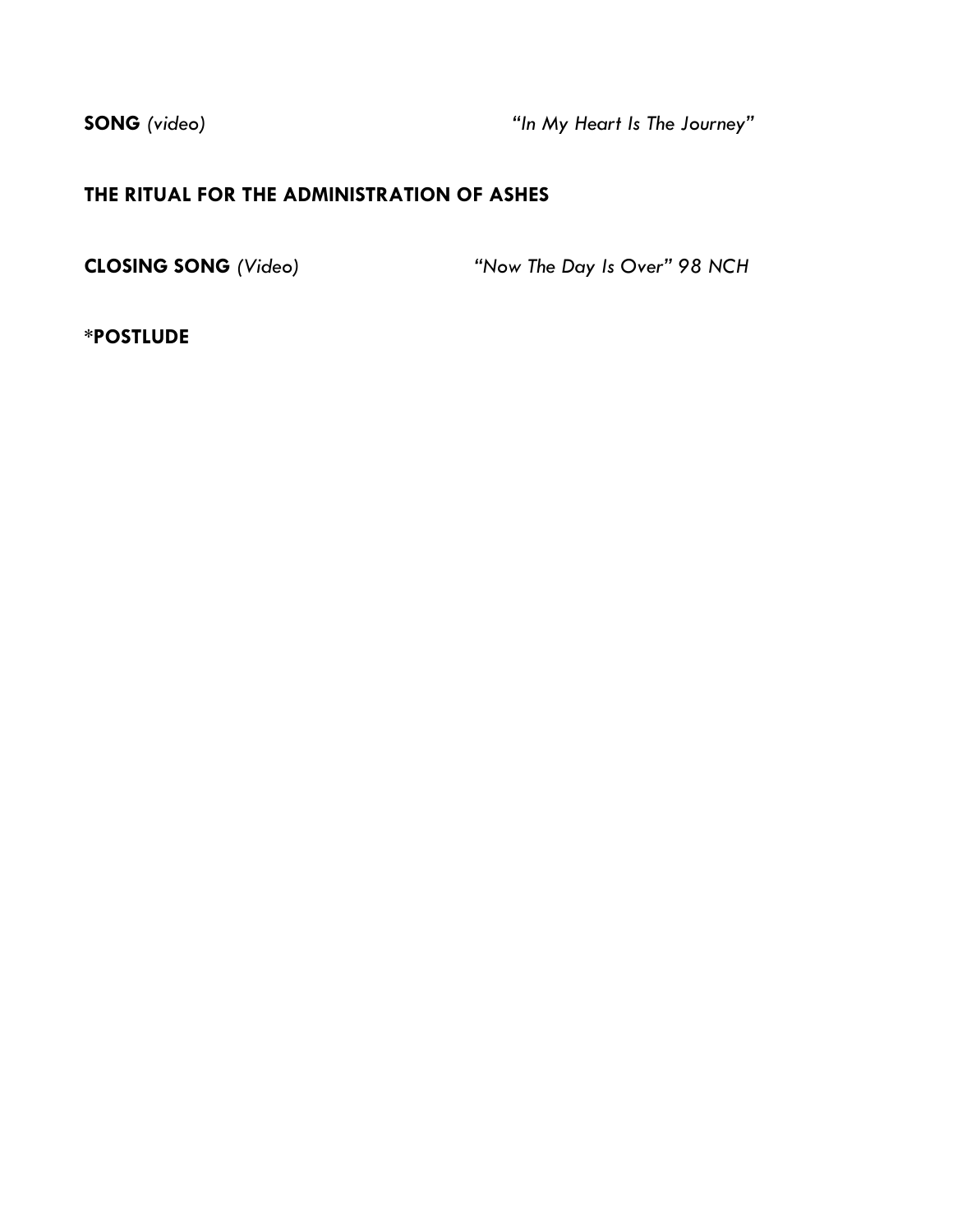**SONG** *(video)* *"In My Heart Is The Journey"*

**THE RITUAL FOR THE ADMINISTRATION OF ASHES**

**CLOSING SONG** *(Video)* *"Now The Day Is Over" 98 NCH*

***POSTLUDE**